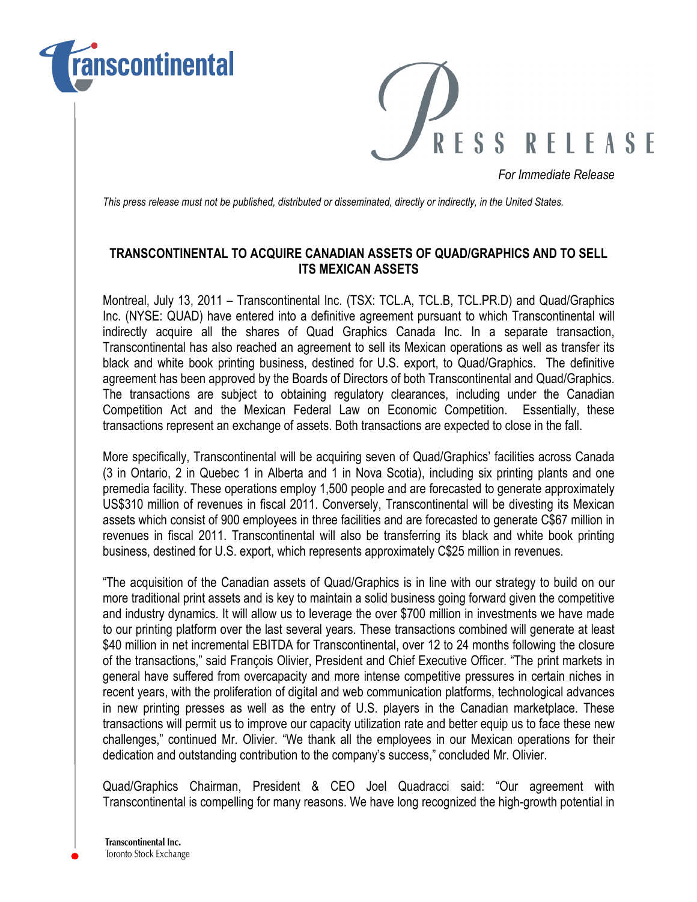PRESS RELEASE

*For Immediate Release*

*This press release must not be published, distributed or disseminated, directly or indirectly, in the United States.*

## TRANSCONTINENTAL TO ACQUIRE CANADIAN ASSETS OF QUAD/GRAPHICS AND TO SELL ITS MEXICAN ASSETS

Montreal, July 13, 2011 – Transcontinental Inc. (TSX: TCL.A, TCL.B, TCL.PR.D) and Quad/Graphics Inc. (NYSE: QUAD) have entered into a definitive agreement pursuant to which Transcontinental will indirectly acquire all the shares of Quad Graphics Canada Inc. In a separate transaction, Transcontinental has also reached an agreement to sell its Mexican operations as well as transfer its black and white book printing business, destined for U.S. export, to Quad/Graphics. The definitive agreement has been approved by the Boards of Directors of both Transcontinental and Quad/Graphics. The transactions are subject to obtaining regulatory clearances, including under the Canadian Competition Act and the Mexican Federal Law on Economic Competition. Essentially, these transactions represent an exchange of assets. Both transactions are expected to close in the fall.

More specifically, Transcontinental will be acquiring seven of Quad/Graphics' facilities across Canada (3 in Ontario, 2 in Quebec 1 in Alberta and 1 in Nova Scotia), including six printing plants and one premedia facility. These operations employ 1,500 people and are forecasted to generate approximately US$310 million of revenues in fiscal 2011. Conversely, Transcontinental will be divesting its Mexican assets which consist of 900 employees in three facilities and are forecasted to generate C$67 million in revenues in fiscal 2011. Transcontinental will also be transferring its black and white book printing business, destined for U.S. export, which represents approximately C$25 million in revenues.

"The acquisition of the Canadian assets of Quad/Graphics is in line with our strategy to build on our more traditional print assets and is key to maintain a solid business going forward given the competitive and industry dynamics. It will allow us to leverage the over $700 million in investments we have made to our printing platform over the last several years. These transactions combined will generate at least $40 million in net incremental EBITDA for Transcontinental, over 12 to 24 months following the closure of the transactions," said François Olivier, President and Chief Executive Officer. "The print markets in general have suffered from overcapacity and more intense competitive pressures in certain niches in recent years, with the proliferation of digital and web communication platforms, technological advances in new printing presses as well as the entry of U.S. players in the Canadian marketplace. These transactions will permit us to improve our capacity utilization rate and better equip us to face these new challenges," continued Mr. Olivier. "We thank all the employees in our Mexican operations for their dedication and outstanding contribution to the company's success," concluded Mr. Olivier.

Quad/Graphics Chairman, President & CEO Joel Quadracci said: "Our agreement with Transcontinental is compelling for many reasons. We have long recognized the high-growth potential in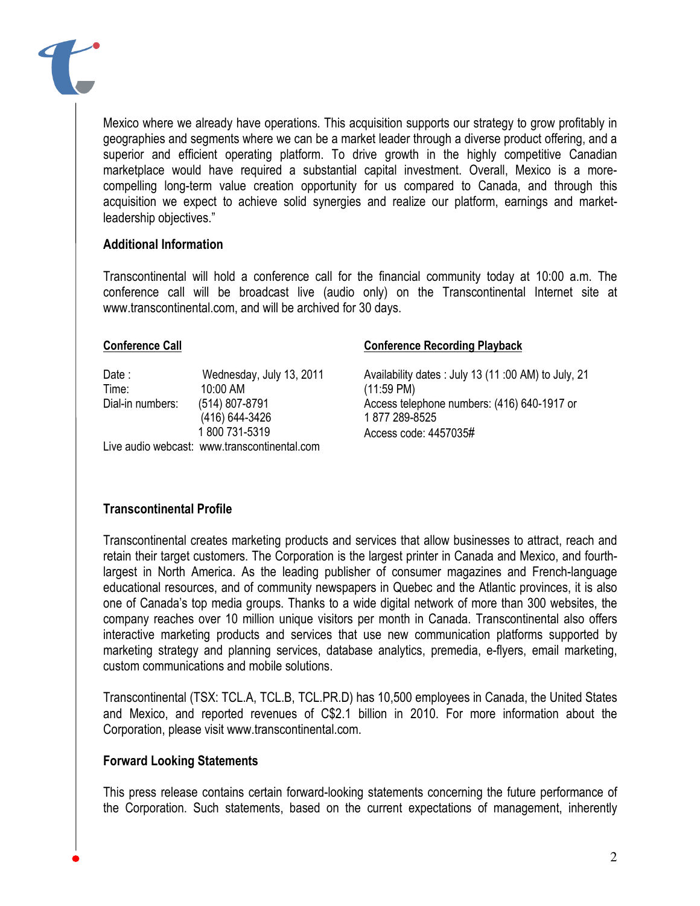Mexico where we already have operations. This acquisition supports our strategy to grow profitably in geographies and segments where we can be a market leader through a diverse product offering, and a superior and efficient operating platform. To drive growth in the highly competitive Canadian marketplace would have required a substantial capital investment. Overall, Mexico is a more-compelling long-term value creation opportunity for us compared to Canada, and through this acquisition we expect to achieve solid synergies and realize our platform, earnings and market-leadership objectives."

**Additional Information**

Transcontinental will hold a conference call for the financial community today at 10:00 a.m. The conference call will be broadcast live (audio only) on the Transcontinental Internet site at www.transcontinental.com, and will be archived for 30 days.

**Conference Call**

Date : Wednesday, July 13, 2011
Time: 10:00 AM
Dial-in numbers: (514) 807-8791
(416) 644-3426
1 800 731-5319
Live audio webcast: www.transcontinental.com

**Conference Recording Playback**

Availability dates : July 13 (11 :00 AM) to July, 21 (11:59 PM)
Access telephone numbers: (416) 640-1917 or 1 877 289-8525
Access code: 4457035#

**Transcontinental Profile**

Transcontinental creates marketing products and services that allow businesses to attract, reach and retain their target customers. The Corporation is the largest printer in Canada and Mexico, and fourth-largest in North America. As the leading publisher of consumer magazines and French-language educational resources, and of community newspapers in Quebec and the Atlantic provinces, it is also one of Canada's top media groups. Thanks to a wide digital network of more than 300 websites, the company reaches over 10 million unique visitors per month in Canada. Transcontinental also offers interactive marketing products and services that use new communication platforms supported by marketing strategy and planning services, database analytics, premedia, e-flyers, email marketing, custom communications and mobile solutions.

Transcontinental (TSX: TCL.A, TCL.B, TCL.PR.D) has 10,500 employees in Canada, the United States and Mexico, and reported revenues of C$2.1 billion in 2010. For more information about the Corporation, please visit www.transcontinental.com.

**Forward Looking Statements**

This press release contains certain forward-looking statements concerning the future performance of the Corporation. Such statements, based on the current expectations of management, inherently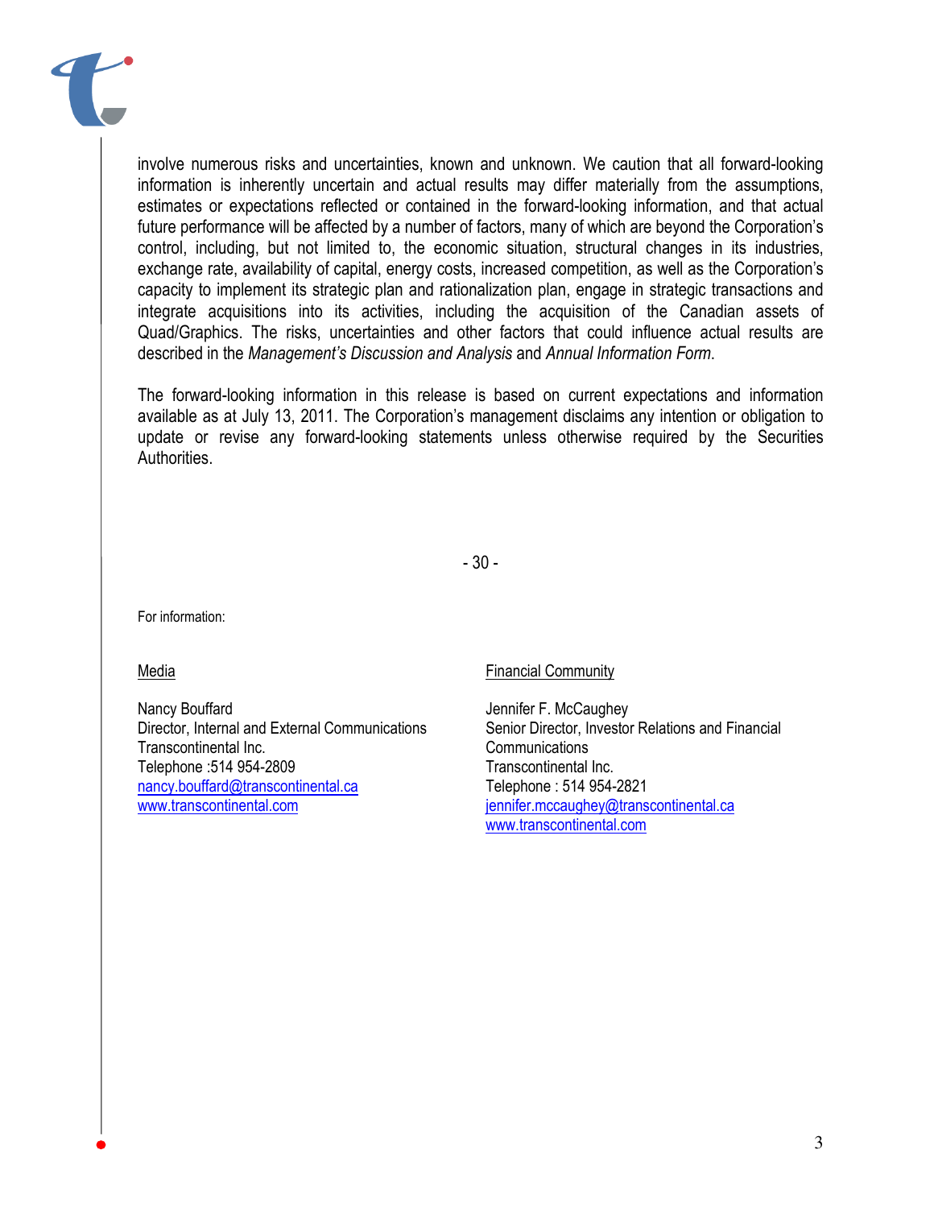involve numerous risks and uncertainties, known and unknown. We caution that all forward-looking information is inherently uncertain and actual results may differ materially from the assumptions, estimates or expectations reflected or contained in the forward-looking information, and that actual future performance will be affected by a number of factors, many of which are beyond the Corporation's control, including, but not limited to, the economic situation, structural changes in its industries, exchange rate, availability of capital, energy costs, increased competition, as well as the Corporation's capacity to implement its strategic plan and rationalization plan, engage in strategic transactions and integrate acquisitions into its activities, including the acquisition of the Canadian assets of Quad/Graphics. The risks, uncertainties and other factors that could influence actual results are described in the *Management's Discussion and Analysis* and *Annual Information Form*.

The forward-looking information in this release is based on current expectations and information available as at July 13, 2011. The Corporation's management disclaims any intention or obligation to update or revise any forward-looking statements unless otherwise required by the Securities Authorities.

- 30 -

For information:

Media

Nancy Bouffard
Director, Internal and External Communications
Transcontinental Inc.
Telephone :514 954-2809
nancy.bouffard@transcontinental.ca
www.transcontinental.com

Financial Community

Jennifer F. McCaughey
Senior Director, Investor Relations and Financial Communications
Transcontinental Inc.
Telephone : 514 954-2821
jennifer.mccaughey@transcontinental.ca
www.transcontinental.com